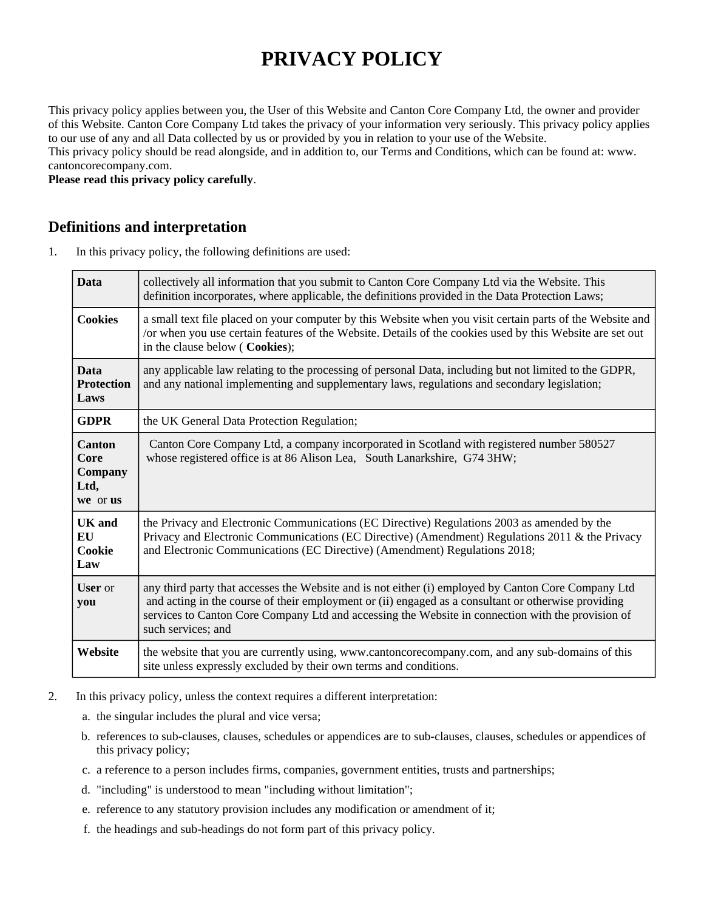# PRIVACY POLICY

This privacy policy applies between you, the User of this Website and Canton Core Company Ltd, the owner and provider of this Website. Canton Core Company Ltd takes the privacy of your information very seriously. This privacy policy applies to our use of any and all Data collected by us or provided by you in relation to your use of the Website.

This privacy policy should be read alongside, and in addition to, our Terms and Conditions, which can be found at: www. cantoncorecompany.com.

**Please read this privacy policy carefully**.

## Definitions and interpretation

1. In this privacy policy, the following definitions are used:

| | |
|---|---|
| **Data** | collectively all information that you submit to Canton Core Company Ltd via the Website. This definition incorporates, where applicable, the definitions provided in the Data Protection Laws; |
| **Cookies** | a small text file placed on your computer by this Website when you visit certain parts of the Website and /or when you use certain features of the Website. Details of the cookies used by this Website are set out in the clause below ( **Cookies**); |
| **Data Protection Laws** | any applicable law relating to the processing of personal Data, including but not limited to the GDPR, and any national implementing and supplementary laws, regulations and secondary legislation; |
| **GDPR** | the UK General Data Protection Regulation; |
| **Canton Core Company Ltd, we** or **us** | Canton Core Company Ltd, a company incorporated in Scotland with registered number 580527 whose registered office is at 86 Alison Lea, South Lanarkshire, G74 3HW; |
| **UK and EU Cookie Law** | the Privacy and Electronic Communications (EC Directive) Regulations 2003 as amended by the Privacy and Electronic Communications (EC Directive) (Amendment) Regulations 2011 & the Privacy and Electronic Communications (EC Directive) (Amendment) Regulations 2018; |
| **User** or **you** | any third party that accesses the Website and is not either (i) employed by Canton Core Company Ltd and acting in the course of their employment or (ii) engaged as a consultant or otherwise providing services to Canton Core Company Ltd and accessing the Website in connection with the provision of such services; and |
| **Website** | the website that you are currently using, www.cantoncorecompany.com, and any sub-domains of this site unless expressly excluded by their own terms and conditions. |

2. In this privacy policy, unless the context requires a different interpretation:
   a. the singular includes the plural and vice versa;
   b. references to sub-clauses, clauses, schedules or appendices are to sub-clauses, clauses, schedules or appendices of this privacy policy;
   c. a reference to a person includes firms, companies, government entities, trusts and partnerships;
   d. "including" is understood to mean "including without limitation";
   e. reference to any statutory provision includes any modification or amendment of it;
   f. the headings and sub-headings do not form part of this privacy policy.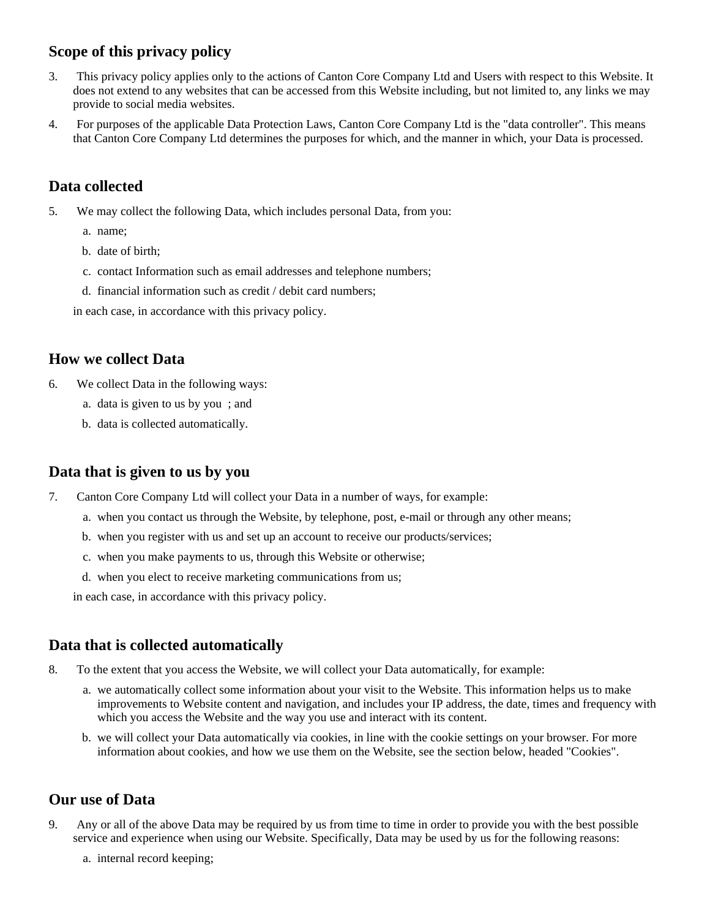## Scope of this privacy policy

3. This privacy policy applies only to the actions of Canton Core Company Ltd and Users with respect to this Website. It does not extend to any websites that can be accessed from this Website including, but not limited to, any links we may provide to social media websites.
4. For purposes of the applicable Data Protection Laws, Canton Core Company Ltd is the "data controller". This means that Canton Core Company Ltd determines the purposes for which, and the manner in which, your Data is processed.

## Data collected

5. We may collect the following Data, which includes personal Data, from you:
   a. name;
   b. date of birth;
   c. contact Information such as email addresses and telephone numbers;
   d. financial information such as credit / debit card numbers;

   in each case, in accordance with this privacy policy.

## How we collect Data

6. We collect Data in the following ways:
   a. data is given to us by you ; and
   b. data is collected automatically.

## Data that is given to us by you

7. Canton Core Company Ltd will collect your Data in a number of ways, for example:
   a. when you contact us through the Website, by telephone, post, e-mail or through any other means;
   b. when you register with us and set up an account to receive our products/services;
   c. when you make payments to us, through this Website or otherwise;
   d. when you elect to receive marketing communications from us;

   in each case, in accordance with this privacy policy.

## Data that is collected automatically

8. To the extent that you access the Website, we will collect your Data automatically, for example:
   a. we automatically collect some information about your visit to the Website. This information helps us to make improvements to Website content and navigation, and includes your IP address, the date, times and frequency with which you access the Website and the way you use and interact with its content.
   b. we will collect your Data automatically via cookies, in line with the cookie settings on your browser. For more information about cookies, and how we use them on the Website, see the section below, headed "Cookies".

## Our use of Data

9. Any or all of the above Data may be required by us from time to time in order to provide you with the best possible service and experience when using our Website. Specifically, Data may be used by us for the following reasons:
   a. internal record keeping;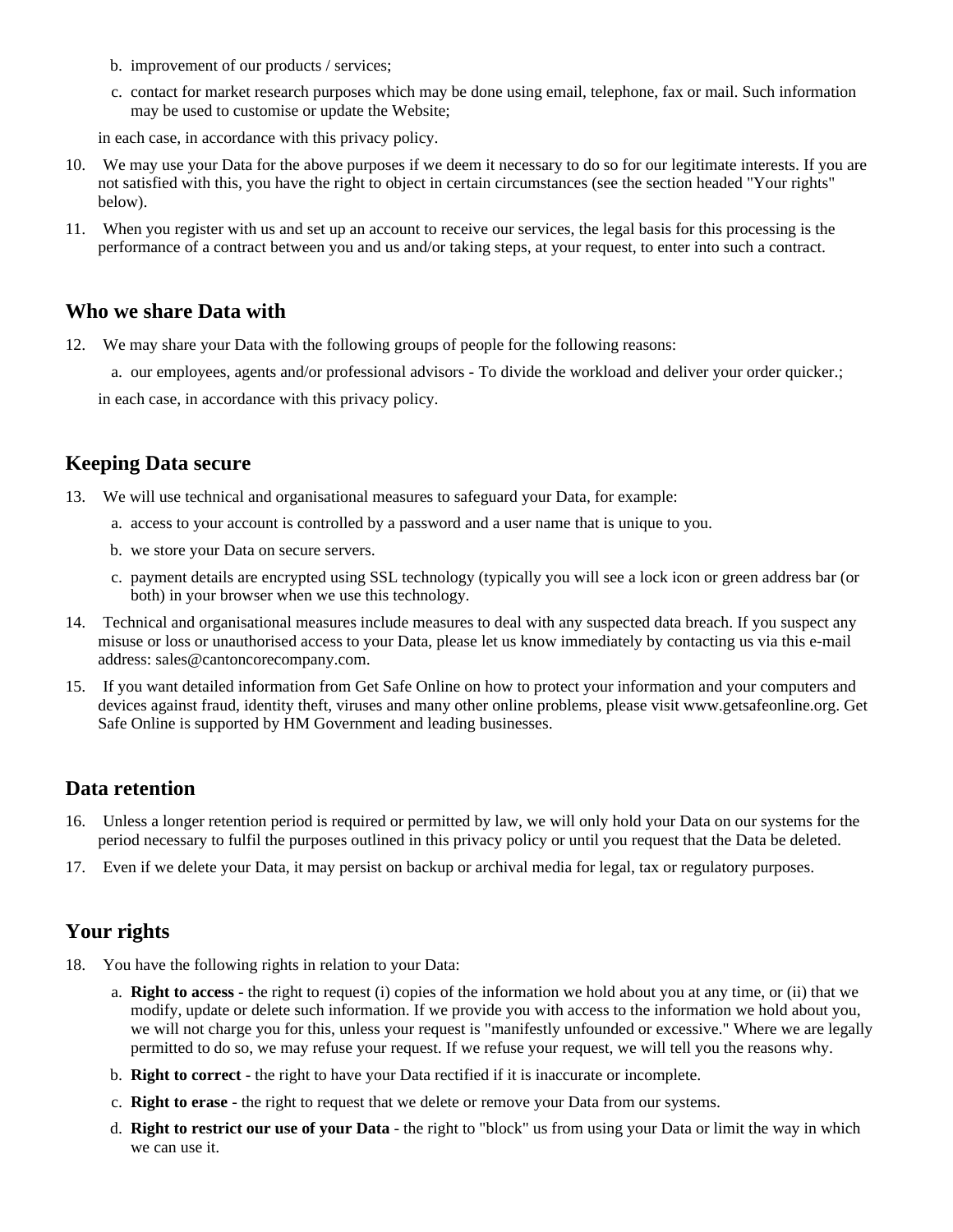b. improvement of our products / services;

c. contact for market research purposes which may be done using email, telephone, fax or mail. Such information may be used to customise or update the Website;

in each case, in accordance with this privacy policy.

10. We may use your Data for the above purposes if we deem it necessary to do so for our legitimate interests. If you are not satisfied with this, you have the right to object in certain circumstances (see the section headed "Your rights" below).

11. When you register with us and set up an account to receive our services, the legal basis for this processing is the performance of a contract between you and us and/or taking steps, at your request, to enter into such a contract.

## Who we share Data with

12. We may share your Data with the following groups of people for the following reasons:

    a. our employees, agents and/or professional advisors - To divide the workload and deliver your order quicker.;

    in each case, in accordance with this privacy policy.

## Keeping Data secure

13. We will use technical and organisational measures to safeguard your Data, for example:

    a. access to your account is controlled by a password and a user name that is unique to you.

    b. we store your Data on secure servers.

    c. payment details are encrypted using SSL technology (typically you will see a lock icon or green address bar (or both) in your browser when we use this technology.

14. Technical and organisational measures include measures to deal with any suspected data breach. If you suspect any misuse or loss or unauthorised access to your Data, please let us know immediately by contacting us via this e-mail address: sales@cantoncorecompany.com.

15. If you want detailed information from Get Safe Online on how to protect your information and your computers and devices against fraud, identity theft, viruses and many other online problems, please visit www.getsafeonline.org. Get Safe Online is supported by HM Government and leading businesses.

## Data retention

16. Unless a longer retention period is required or permitted by law, we will only hold your Data on our systems for the period necessary to fulfil the purposes outlined in this privacy policy or until you request that the Data be deleted.

17. Even if we delete your Data, it may persist on backup or archival media for legal, tax or regulatory purposes.

## Your rights

18. You have the following rights in relation to your Data:

    a. **Right to access** - the right to request (i) copies of the information we hold about you at any time, or (ii) that we modify, update or delete such information. If we provide you with access to the information we hold about you, we will not charge you for this, unless your request is "manifestly unfounded or excessive." Where we are legally permitted to do so, we may refuse your request. If we refuse your request, we will tell you the reasons why.

    b. **Right to correct** - the right to have your Data rectified if it is inaccurate or incomplete.

    c. **Right to erase** - the right to request that we delete or remove your Data from our systems.

    d. **Right to restrict our use of your Data** - the right to "block" us from using your Data or limit the way in which we can use it.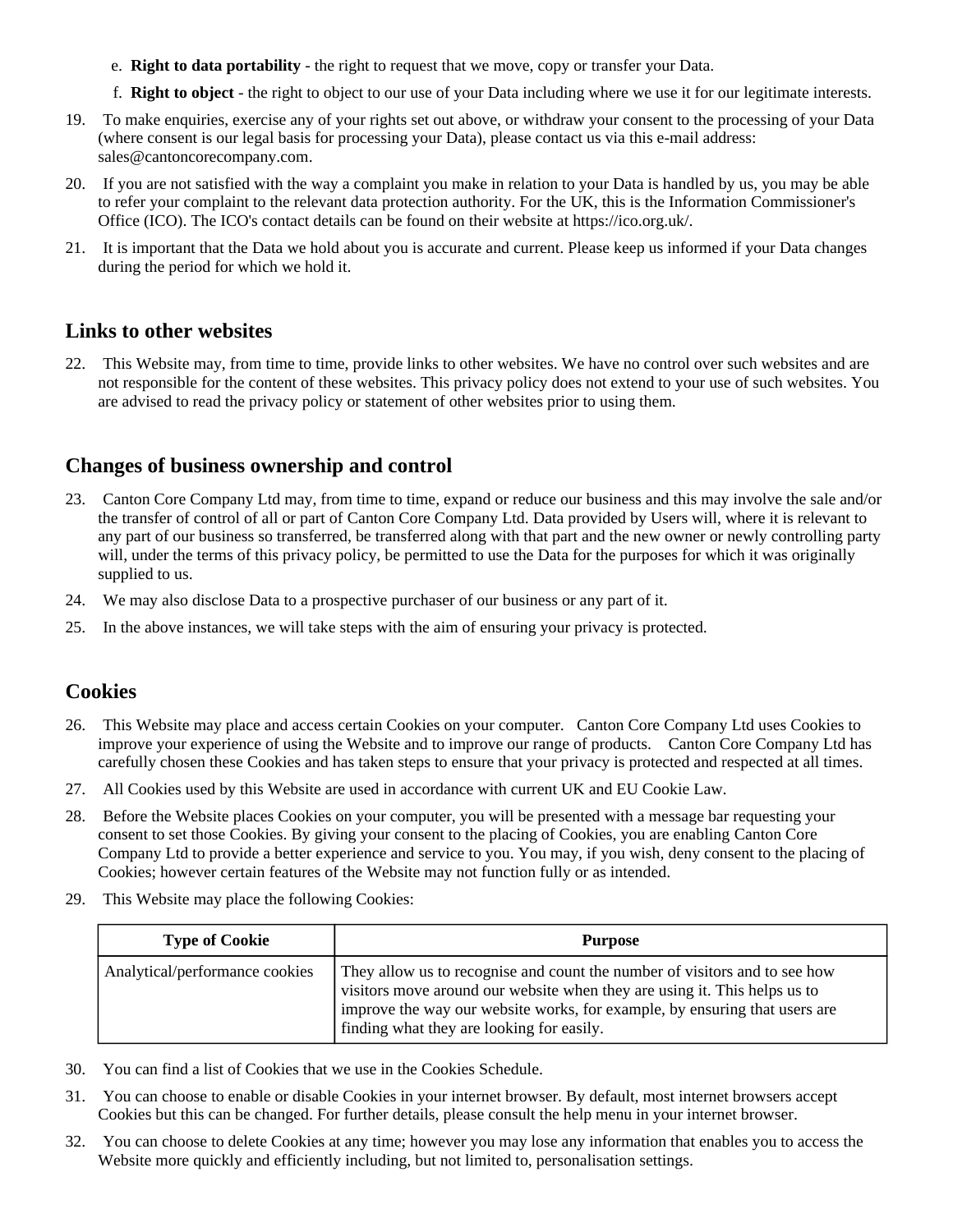e. **Right to data portability** - the right to request that we move, copy or transfer your Data.

f. **Right to object** - the right to object to our use of your Data including where we use it for our legitimate interests.

19. To make enquiries, exercise any of your rights set out above, or withdraw your consent to the processing of your Data (where consent is our legal basis for processing your Data), please contact us via this e-mail address: sales@cantoncorecompany.com.

20. If you are not satisfied with the way a complaint you make in relation to your Data is handled by us, you may be able to refer your complaint to the relevant data protection authority. For the UK, this is the Information Commissioner's Office (ICO). The ICO's contact details can be found on their website at https://ico.org.uk/.

21. It is important that the Data we hold about you is accurate and current. Please keep us informed if your Data changes during the period for which we hold it.

## Links to other websites

22. This Website may, from time to time, provide links to other websites. We have no control over such websites and are not responsible for the content of these websites. This privacy policy does not extend to your use of such websites. You are advised to read the privacy policy or statement of other websites prior to using them.

## Changes of business ownership and control

23. Canton Core Company Ltd may, from time to time, expand or reduce our business and this may involve the sale and/or the transfer of control of all or part of Canton Core Company Ltd. Data provided by Users will, where it is relevant to any part of our business so transferred, be transferred along with that part and the new owner or newly controlling party will, under the terms of this privacy policy, be permitted to use the Data for the purposes for which it was originally supplied to us.

24. We may also disclose Data to a prospective purchaser of our business or any part of it.

25. In the above instances, we will take steps with the aim of ensuring your privacy is protected.

## Cookies

26. This Website may place and access certain Cookies on your computer. Canton Core Company Ltd uses Cookies to improve your experience of using the Website and to improve our range of products. Canton Core Company Ltd has carefully chosen these Cookies and has taken steps to ensure that your privacy is protected and respected at all times.

27. All Cookies used by this Website are used in accordance with current UK and EU Cookie Law.

28. Before the Website places Cookies on your computer, you will be presented with a message bar requesting your consent to set those Cookies. By giving your consent to the placing of Cookies, you are enabling Canton Core Company Ltd to provide a better experience and service to you. You may, if you wish, deny consent to the placing of Cookies; however certain features of the Website may not function fully or as intended.

29. This Website may place the following Cookies:

| Type of Cookie | Purpose |
|---|---|
| Analytical/performance cookies | They allow us to recognise and count the number of visitors and to see how visitors move around our website when they are using it. This helps us to improve the way our website works, for example, by ensuring that users are finding what they are looking for easily. |

30. You can find a list of Cookies that we use in the Cookies Schedule.

31. You can choose to enable or disable Cookies in your internet browser. By default, most internet browsers accept Cookies but this can be changed. For further details, please consult the help menu in your internet browser.

32. You can choose to delete Cookies at any time; however you may lose any information that enables you to access the Website more quickly and efficiently including, but not limited to, personalisation settings.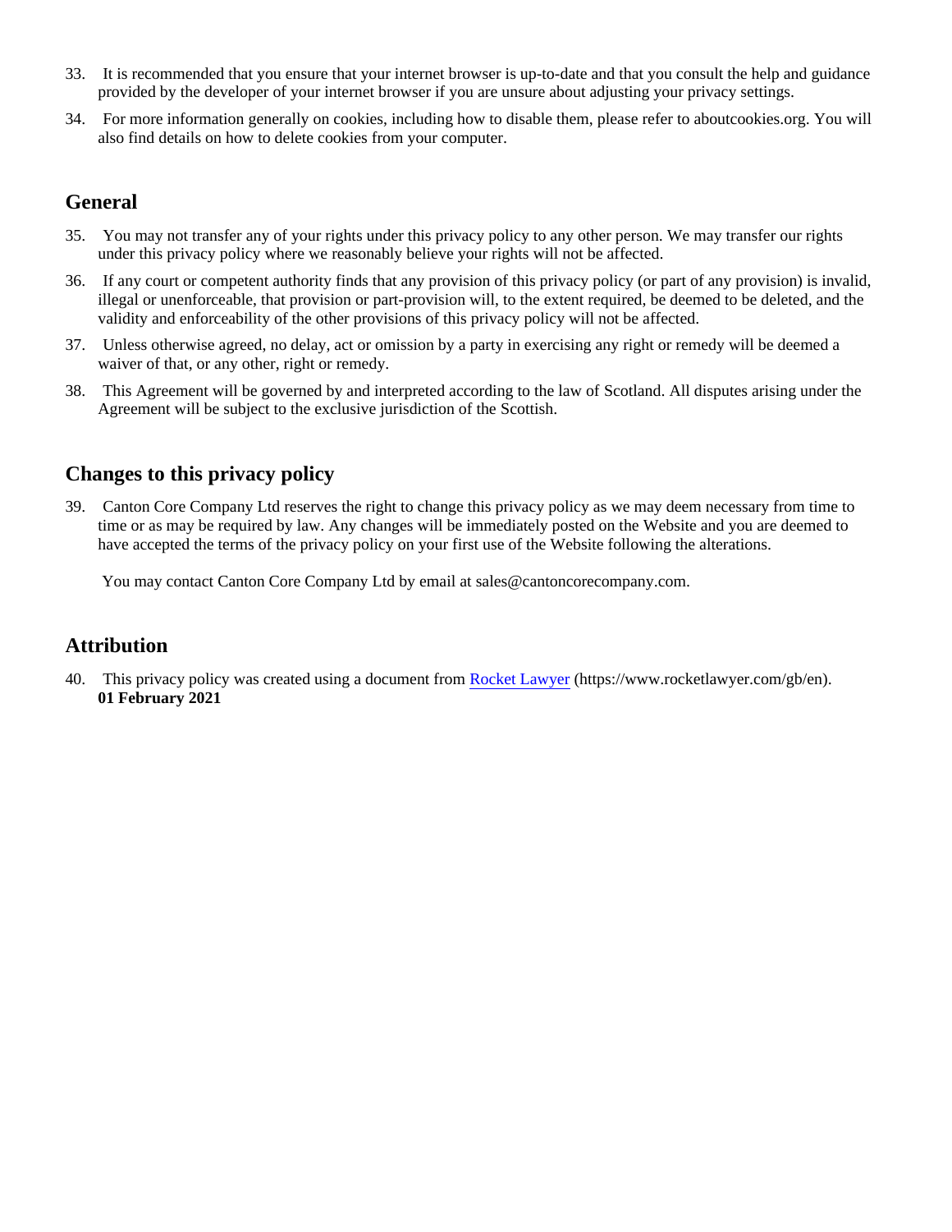33. It is recommended that you ensure that your internet browser is up-to-date and that you consult the help and guidance provided by the developer of your internet browser if you are unsure about adjusting your privacy settings.
34. For more information generally on cookies, including how to disable them, please refer to aboutcookies.org. You will also find details on how to delete cookies from your computer.

## General

35. You may not transfer any of your rights under this privacy policy to any other person. We may transfer our rights under this privacy policy where we reasonably believe your rights will not be affected.
36. If any court or competent authority finds that any provision of this privacy policy (or part of any provision) is invalid, illegal or unenforceable, that provision or part-provision will, to the extent required, be deemed to be deleted, and the validity and enforceability of the other provisions of this privacy policy will not be affected.
37. Unless otherwise agreed, no delay, act or omission by a party in exercising any right or remedy will be deemed a waiver of that, or any other, right or remedy.
38. This Agreement will be governed by and interpreted according to the law of Scotland. All disputes arising under the Agreement will be subject to the exclusive jurisdiction of the Scottish.

## Changes to this privacy policy

39. Canton Core Company Ltd reserves the right to change this privacy policy as we may deem necessary from time to time or as may be required by law. Any changes will be immediately posted on the Website and you are deemed to have accepted the terms of the privacy policy on your first use of the Website following the alterations.

    You may contact Canton Core Company Ltd by email at sales@cantoncorecompany.com.

## Attribution

40. This privacy policy was created using a document from [Rocket Lawyer](https://www.rocketlawyer.com/gb/en) (https://www.rocketlawyer.com/gb/en).
    **01 February 2021**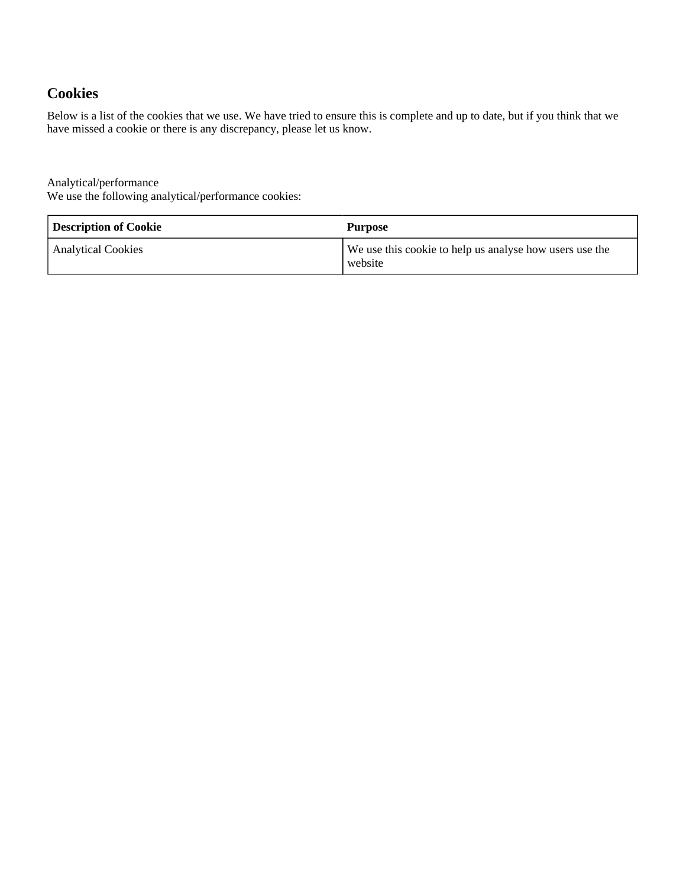## Cookies

Below is a list of the cookies that we use. We have tried to ensure this is complete and up to date, but if you think that we have missed a cookie or there is any discrepancy, please let us know.

Analytical/performance
We use the following analytical/performance cookies:

| Description of Cookie | Purpose |
| --- | --- |
| Analytical Cookies | We use this cookie to help us analyse how users use the website |